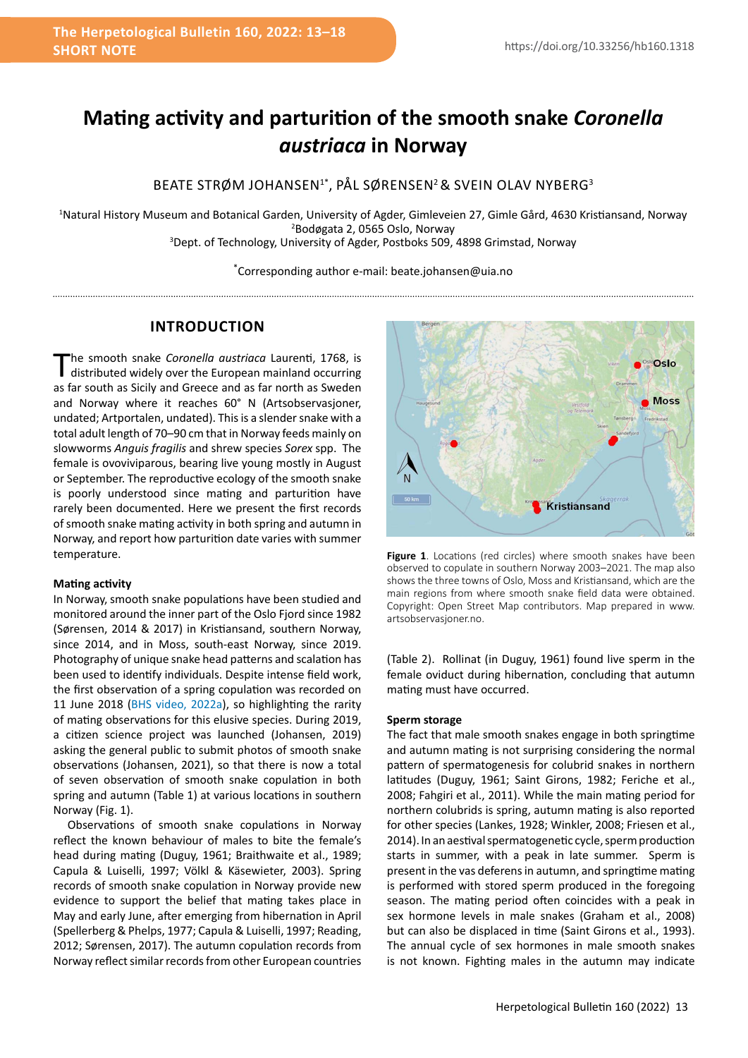# Mating activity and parturition of the smooth snake *Coronella austriaca* in Norway

BEATE STRØM JOHANSEN[1*], PÅL SØRENSEN[2] & SVEIN OLAV NYBERG[3]

[1]Natural History Museum and Botanical Garden, University of Agder, Gimleveien 27, Gimle Gård, 4630 Kristiansand, Norway
[2]Bodøgata 2, 0565 Oslo, Norway
[3]Dept. of Technology, University of Agder, Postboks 509, 4898 Grimstad, Norway

[*]Corresponding author e-mail: beate.johansen@uia.no

## INTRODUCTION

The smooth snake *Coronella austriaca* Laurenti, 1768, is distributed widely over the European mainland occurring as far south as Sicily and Greece and as far north as Sweden and Norway where it reaches 60° N (Artsobservasjoner, undated; Artportalen, undated). This is a slender snake with a total adult length of 70–90 cm that in Norway feeds mainly on slowworms *Anguis fragilis* and shrew species *Sorex* spp. The female is ovoviviparous, bearing live young mostly in August or September. The reproductive ecology of the smooth snake is poorly understood since mating and parturition have rarely been documented. Here we present the first records of smooth snake mating activity in both spring and autumn in Norway, and report how parturition date varies with summer temperature.

### Mating activity

In Norway, smooth snake populations have been studied and monitored around the inner part of the Oslo Fjord since 1982 (Sørensen, 2014 & 2017) in Kristiansand, southern Norway, since 2014, and in Moss, south-east Norway, since 2019. Photography of unique snake head patterns and scalation has been used to identify individuals. Despite intense field work, the first observation of a spring copulation was recorded on 11 June 2018 (BHS video, 2022a), so highlighting the rarity of mating observations for this elusive species. During 2019, a citizen science project was launched (Johansen, 2019) asking the general public to submit photos of smooth snake observations (Johansen, 2021), so that there is now a total of seven observation of smooth snake copulation in both spring and autumn (Table 1) at various locations in southern Norway (Fig. 1).

Observations of smooth snake copulations in Norway reflect the known behaviour of males to bite the female's head during mating (Duguy, 1961; Braithwaite et al., 1989; Capula & Luiselli, 1997; Völkl & Käsewieter, 2003). Spring records of smooth snake copulation in Norway provide new evidence to support the belief that mating takes place in May and early June, after emerging from hibernation in April (Spellerberg & Phelps, 1977; Capula & Luiselli, 1997; Reading, 2012; Sørensen, 2017). The autumn copulation records from Norway reflect similar records from other European countries (Table 2). Rollinat (in Duguy, 1961) found live sperm in the female oviduct during hibernation, concluding that autumn mating must have occurred.

**Figure 1**. Locations (red circles) where smooth snakes have been observed to copulate in southern Norway 2003–2021. The map also shows the three towns of Oslo, Moss and Kristiansand, which are the main regions from where smooth snake field data were obtained. Copyright: Open Street Map contributors. Map prepared in www.artsobservasjoner.no.

### Sperm storage

The fact that male smooth snakes engage in both springtime and autumn mating is not surprising considering the normal pattern of spermatogenesis for colubrid snakes in northern latitudes (Duguy, 1961; Saint Girons, 1982; Feriche et al., 2008; Fahgiri et al., 2011). While the main mating period for northern colubrids is spring, autumn mating is also reported for other species (Lankes, 1928; Winkler, 2008; Friesen et al., 2014). In an aestival spermatogenetic cycle, sperm production starts in summer, with a peak in late summer. Sperm is present in the vas deferens in autumn, and springtime mating is performed with stored sperm produced in the foregoing season. The mating period often coincides with a peak in sex hormone levels in male snakes (Graham et al., 2008) but can also be displaced in time (Saint Girons et al., 1993). The annual cycle of sex hormones in male smooth snakes is not known. Fighting males in the autumn may indicate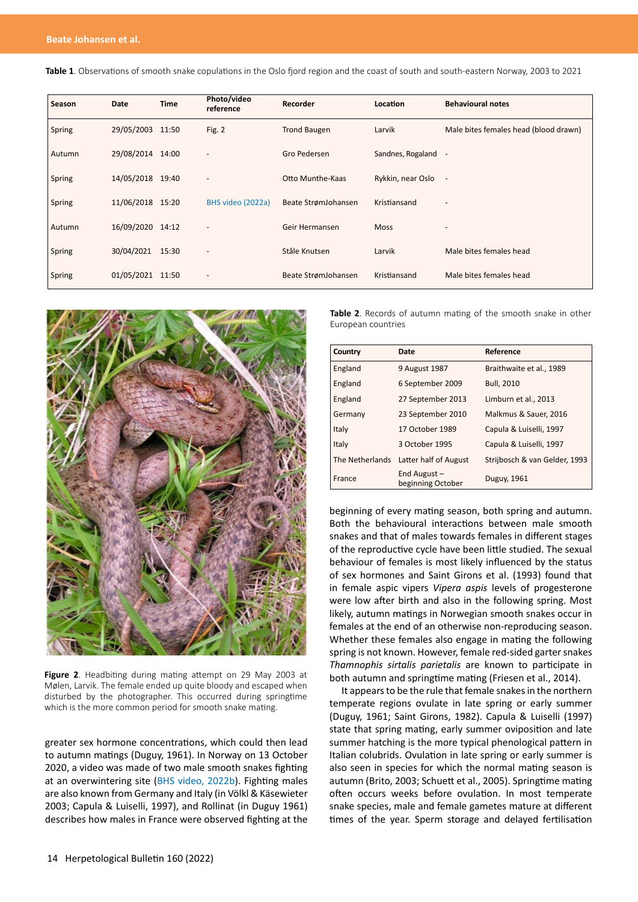**Table 1**. Observations of smooth snake copulations in the Oslo fjord region and the coast of south and south-eastern Norway, 2003 to 2021

| Season | Date | Time | Photo/video reference | Recorder | Location | Behavioural notes |
|---|---|---|---|---|---|---|
| Spring | 29/05/2003 | 11:50 | Fig. 2 | Trond Baugen | Larvik | Male bites females head (blood drawn) |
| Autumn | 29/08/2014 | 14:00 | - | Gro Pedersen | Sandnes, Rogaland | - |
| Spring | 14/05/2018 | 19:40 | - | Otto Munthe-Kaas | Rykkin, near Oslo | - |
| Spring | 11/06/2018 | 15:20 | BHS video (2022a) | Beate StrømJohansen | Kristiansand | - |
| Autumn | 16/09/2020 | 14:12 | - | Geir Hermansen | Moss | - |
| Spring | 30/04/2021 | 15:30 | - | Ståle Knutsen | Larvik | Male bites females head |
| Spring | 01/05/2021 | 11:50 | - | Beate StrømJohansen | Kristiansand | Male bites females head |

**Figure 2**. Headbiting during mating attempt on 29 May 2003 at Mølen, Larvik. The female ended up quite bloody and escaped when disturbed by the photographer. This occurred during springtime which is the more common period for smooth snake mating.

greater sex hormone concentrations, which could then lead to autumn matings (Duguy, 1961). In Norway on 13 October 2020, a video was made of two male smooth snakes fighting at an overwintering site (BHS video, 2022b). Fighting males are also known from Germany and Italy (in Völkl & Käsewieter 2003; Capula & Luiselli, 1997), and Rollinat (in Duguy 1961) describes how males in France were observed fighting at the

**Table 2**. Records of autumn mating of the smooth snake in other European countries

| Country | Date | Reference |
|---|---|---|
| England | 9 August 1987 | Braithwaite et al., 1989 |
| England | 6 September 2009 | Bull, 2010 |
| England | 27 September 2013 | Limburn et al., 2013 |
| Germany | 23 September 2010 | Malkmus & Sauer, 2016 |
| Italy | 17 October 1989 | Capula & Luiselli, 1997 |
| Italy | 3 October 1995 | Capula & Luiselli, 1997 |
| The Netherlands | Latter half of August | Strijbosch & van Gelder, 1993 |
| France | End August – beginning October | Duguy, 1961 |

beginning of every mating season, both spring and autumn. Both the behavioural interactions between male smooth snakes and that of males towards females in different stages of the reproductive cycle have been little studied. The sexual behaviour of females is most likely influenced by the status of sex hormones and Saint Girons et al. (1993) found that in female aspic vipers *Vipera aspis* levels of progesterone were low after birth and also in the following spring. Most likely, autumn matings in Norwegian smooth snakes occur in females at the end of an otherwise non-reproducing season. Whether these females also engage in mating the following spring is not known. However, female red-sided garter snakes *Thamnophis sirtalis parietalis* are known to participate in both autumn and springtime mating (Friesen et al., 2014).

It appears to be the rule that female snakes in the northern temperate regions ovulate in late spring or early summer (Duguy, 1961; Saint Girons, 1982). Capula & Luiselli (1997) state that spring mating, early summer oviposition and late summer hatching is the more typical phenological pattern in Italian colubrids. Ovulation in late spring or early summer is also seen in species for which the normal mating season is autumn (Brito, 2003; Schuett et al., 2005). Springtime mating often occurs weeks before ovulation. In most temperate snake species, male and female gametes mature at different times of the year. Sperm storage and delayed fertilisation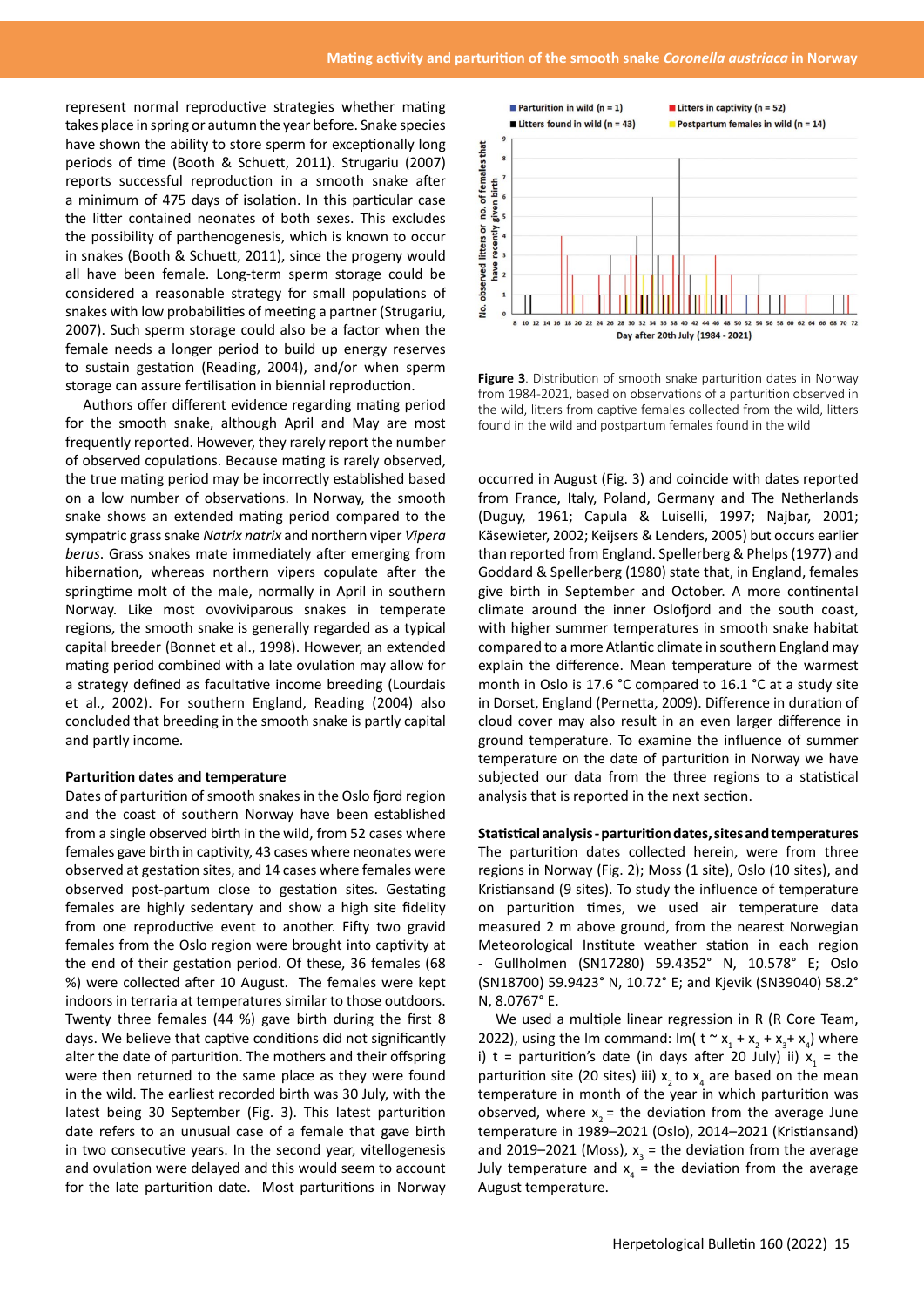represent normal reproductive strategies whether mating takes place in spring or autumn the year before. Snake species have shown the ability to store sperm for exceptionally long periods of time (Booth & Schuett, 2011). Strugariu (2007) reports successful reproduction in a smooth snake after a minimum of 475 days of isolation. In this particular case the litter contained neonates of both sexes. This excludes the possibility of parthenogenesis, which is known to occur in snakes (Booth & Schuett, 2011), since the progeny would all have been female. Long-term sperm storage could be considered a reasonable strategy for small populations of snakes with low probabilities of meeting a partner (Strugariu, 2007). Such sperm storage could also be a factor when the female needs a longer period to build up energy reserves to sustain gestation (Reading, 2004), and/or when sperm storage can assure fertilisation in biennial reproduction.

Authors offer different evidence regarding mating period for the smooth snake, although April and May are most frequently reported. However, they rarely report the number of observed copulations. Because mating is rarely observed, the true mating period may be incorrectly established based on a low number of observations. In Norway, the smooth snake shows an extended mating period compared to the sympatric grass snake *Natrix natrix* and northern viper *Vipera berus*. Grass snakes mate immediately after emerging from hibernation, whereas northern vipers copulate after the springtime molt of the male, normally in April in southern Norway. Like most ovoviviparous snakes in temperate regions, the smooth snake is generally regarded as a typical capital breeder (Bonnet et al., 1998). However, an extended mating period combined with a late ovulation may allow for a strategy defined as facultative income breeding (Lourdais et al., 2002). For southern England, Reading (2004) also concluded that breeding in the smooth snake is partly capital and partly income.

**Parturition dates and temperature**

Dates of parturition of smooth snakes in the Oslo fjord region and the coast of southern Norway have been established from a single observed birth in the wild, from 52 cases where females gave birth in captivity, 43 cases where neonates were observed at gestation sites, and 14 cases where females were observed post-partum close to gestation sites. Gestating females are highly sedentary and show a high site fidelity from one reproductive event to another. Fifty two gravid females from the Oslo region were brought into captivity at the end of their gestation period. Of these, 36 females (68 %) were collected after 10 August. The females were kept indoors in terraria at temperatures similar to those outdoors. Twenty three females (44 %) gave birth during the first 8 days. We believe that captive conditions did not significantly alter the date of parturition. The mothers and their offspring were then returned to the same place as they were found in the wild. The earliest recorded birth was 30 July, with the latest being 30 September (Fig. 3). This latest parturition date refers to an unusual case of a female that gave birth in two consecutive years. In the second year, vitellogenesis and ovulation were delayed and this would seem to account for the late parturition date. Most parturitions in Norway occurred in August (Fig. 3) and coincide with dates reported from France, Italy, Poland, Germany and The Netherlands (Duguy, 1961; Capula & Luiselli, 1997; Najbar, 2001; Käsewieter, 2002; Keijsers & Lenders, 2005) but occurs earlier than reported from England. Spellerberg & Phelps (1977) and Goddard & Spellerberg (1980) state that, in England, females give birth in September and October. A more continental climate around the inner Oslofjord and the south coast, with higher summer temperatures in smooth snake habitat compared to a more Atlantic climate in southern England may explain the difference. Mean temperature of the warmest month in Oslo is 17.6 °C compared to 16.1 °C at a study site in Dorset, England (Pernetta, 2009). Difference in duration of cloud cover may also result in an even larger difference in ground temperature. To examine the influence of summer temperature on the date of parturition in Norway we have subjected our data from the three regions to a statistical analysis that is reported in the next section.

**Figure 3**. Distribution of smooth snake parturition dates in Norway from 1984-2021, based on observations of a parturition observed in the wild, litters from captive females collected from the wild, litters found in the wild and postpartum females found in the wild

**Statistical analysis - parturition dates, sites and temperatures**

The parturition dates collected herein, were from three regions in Norway (Fig. 2); Moss (1 site), Oslo (10 sites), and Kristiansand (9 sites). To study the influence of temperature on parturition times, we used air temperature data measured 2 m above ground, from the nearest Norwegian Meteorological Institute weather station in each region - Gullholmen (SN17280) 59.4352° N, 10.578° E; Oslo (SN18700) 59.9423° N, 10.72° E; and Kjevik (SN39040) 58.2° N, 8.0767° E.

We used a multiple linear regression in R (R Core Team, 2022), using the lm command: lm( $t \sim x_1 + x_2 + x_3 + x_4$) where i) t = parturition's date (in days after 20 July) ii) $x_1$ = the parturition site (20 sites) iii) $x_2$ to $x_4$ are based on the mean temperature in month of the year in which parturition was observed, where $x_2$ = the deviation from the average June temperature in 1989–2021 (Oslo), 2014–2021 (Kristiansand) and 2019–2021 (Moss), $x_3$ = the deviation from the average July temperature and $x_4$ = the deviation from the average August temperature.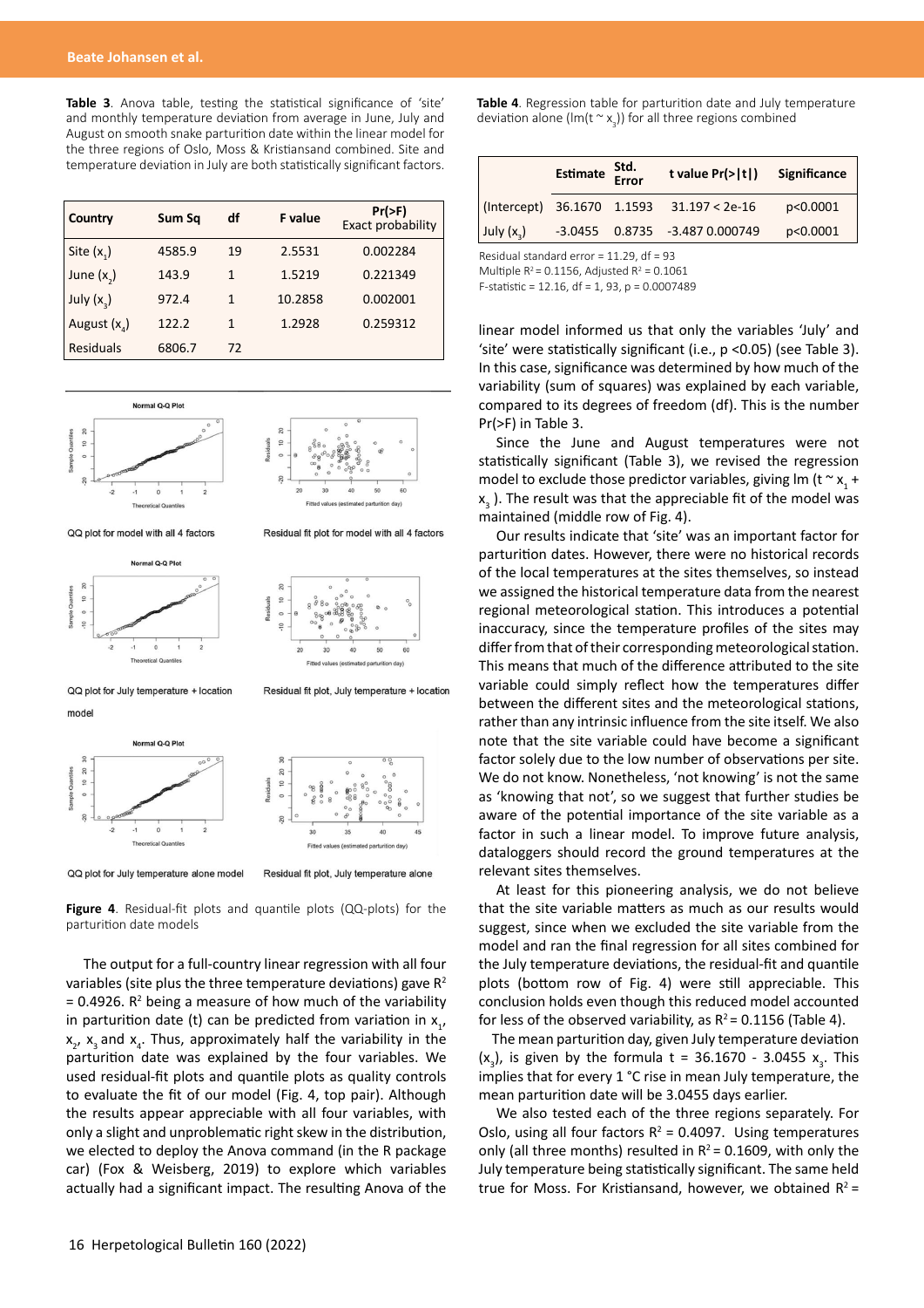**Table 3**. Anova table, testing the statistical significance of 'site' and monthly temperature deviation from average in June, July and August on smooth snake parturition date within the linear model for the three regions of Oslo, Moss & Kristiansand combined. Site and temperature deviation in July are both statistically significant factors.

| Country | Sum Sq | df | F value | Pr(>F) Exact probability |
|---|---|---|---|---|
| Site ($x_1$) | 4585.9 | 19 | 2.5531 | 0.002284 |
| June ($x_2$) | 143.9 | 1 | 1.5219 | 0.221349 |
| July ($x_3$) | 972.4 | 1 | 10.2858 | 0.002001 |
| August ($x_4$) | 122.2 | 1 | 1.2928 | 0.259312 |
| Residuals | 6806.7 | 72 | | |

QQ plot for model with all 4 factors

Residual fit plot for model with all 4 factors

QQ plot for July temperature + location model

Residual fit plot, July temperature + location

QQ plot for July temperature alone model

Residual fit plot, July temperature alone

**Figure 4**. Residual-fit plots and quantile plots (QQ-plots) for the parturition date models

The output for a full-country linear regression with all four variables (site plus the three temperature deviations) gave $R^2 = 0.4926$. $R^2$ being a measure of how much of the variability in parturition date (t) can be predicted from variation in $x_1$, $x_2$, $x_3$ and $x_4$. Thus, approximately half the variability in the parturition date was explained by the four variables. We used residual-fit plots and quantile plots as quality controls to evaluate the fit of our model (Fig. 4, top pair). Although the results appear appreciable with all four variables, with only a slight and unproblematic right skew in the distribution, we elected to deploy the Anova command (in the R package car) (Fox & Weisberg, 2019) to explore which variables actually had a significant impact. The resulting Anova of the linear model informed us that only the variables 'July' and 'site' were statistically significant (i.e., p <0.05) (see Table 3). In this case, significance was determined by how much of the variability (sum of squares) was explained by each variable, compared to its degrees of freedom (df). This is the number Pr(>F) in Table 3.

**Table 4**. Regression table for parturition date and July temperature deviation alone (lm(t ~ $x_3$)) for all three regions combined

| | Estimate | Std. Error | t value | Pr(>\|t\|) | Significance |
|---|---|---|---|---|---|
| (Intercept) | 36.1670 | 1.1593 | 31.197 | < 2e-16 | p<0.0001 |
| July ($x_3$) | -3.0455 | 0.8735 | -3.487 | 0.000749 | p<0.0001 |

Residual standard error = 11.29, df = 93
Multiple $R^2 = 0.1156$, Adjusted $R^2 = 0.1061$
F-statistic = 12.16, df = 1, 93, p = 0.0007489

Since the June and August temperatures were not statistically significant (Table 3), we revised the regression model to exclude those predictor variables, giving lm (t ~ $x_1$ + $x_3$ ). The result was that the appreciable fit of the model was maintained (middle row of Fig. 4).

Our results indicate that 'site' was an important factor for parturition dates. However, there were no historical records of the local temperatures at the sites themselves, so instead we assigned the historical temperature data from the nearest regional meteorological station. This introduces a potential inaccuracy, since the temperature profiles of the sites may differ from that of their corresponding meteorological station. This means that much of the difference attributed to the site variable could simply reflect how the temperatures differ between the different sites and the meteorological stations, rather than any intrinsic influence from the site itself. We also note that the site variable could have become a significant factor solely due to the low number of observations per site. We do not know. Nonetheless, 'not knowing' is not the same as 'knowing that not', so we suggest that further studies be aware of the potential importance of the site variable as a factor in such a linear model. To improve future analysis, dataloggers should record the ground temperatures at the relevant sites themselves.

At least for this pioneering analysis, we do not believe that the site variable matters as much as our results would suggest, since when we excluded the site variable from the model and ran the final regression for all sites combined for the July temperature deviations, the residual-fit and quantile plots (bottom row of Fig. 4) were still appreciable. This conclusion holds even though this reduced model accounted for less of the observed variability, as $R^2 = 0.1156$ (Table 4).

The mean parturition day, given July temperature deviation ($x_3$), is given by the formula t = 36.1670 - 3.0455 $x_3$. This implies that for every 1 °C rise in mean July temperature, the mean parturition date will be 3.0455 days earlier.

We also tested each of the three regions separately. For Oslo, using all four factors $R^2 = 0.4097$. Using temperatures only (all three months) resulted in $R^2 = 0.1609$, with only the July temperature being statistically significant. The same held true for Moss. For Kristiansand, however, we obtained $R^2 =$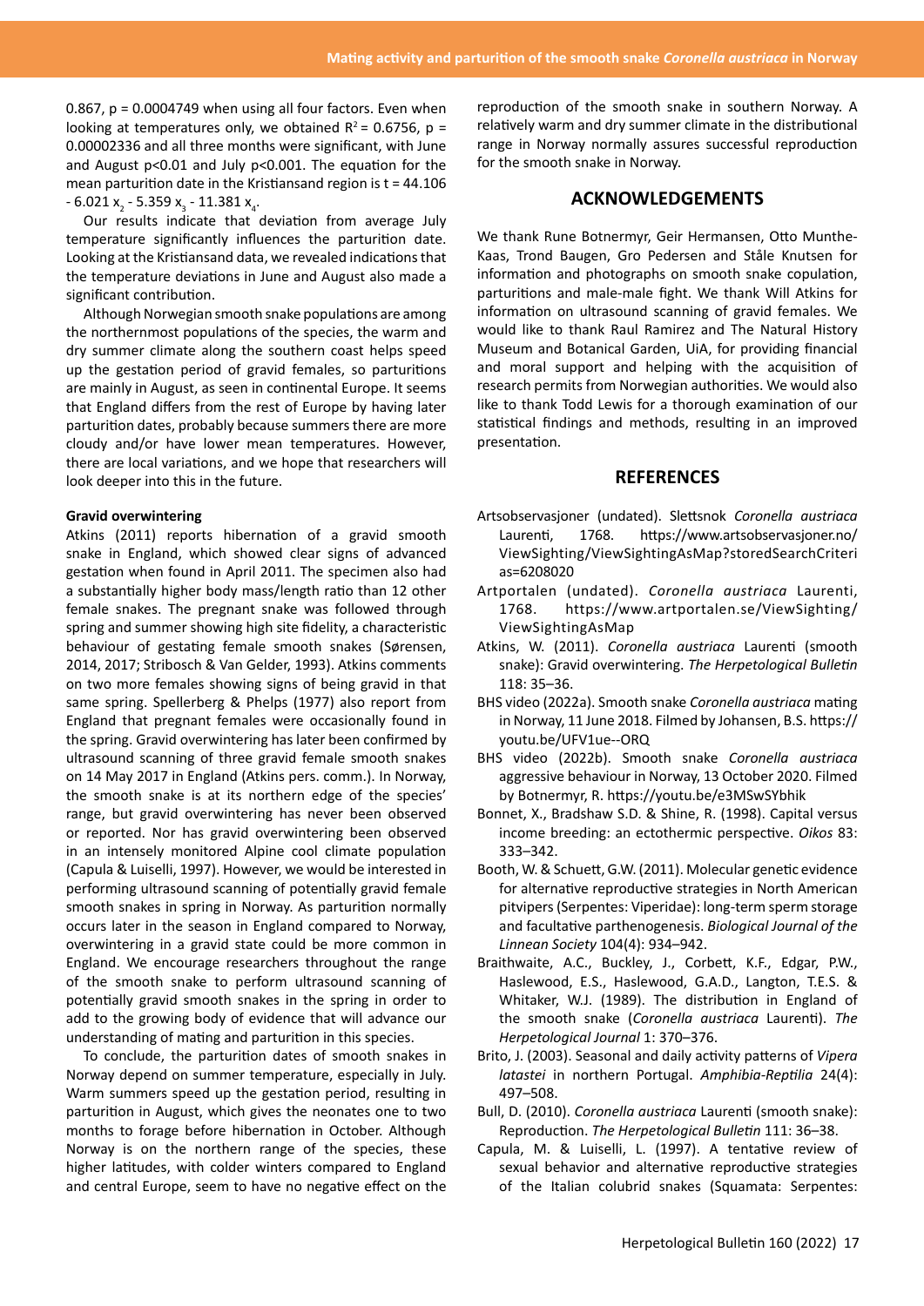0.867, $p = 0.0004749$ when using all four factors. Even when looking at temperatures only, we obtained $R^2 = 0.6756$, $p = 0.00002336$ and all three months were significant, with June and August $p<0.01$ and July $p<0.001$. The equation for the mean parturition date in the Kristiansand region is $t = 44.106 - 6.021\,x_2 - 5.359\,x_3 - 11.381\,x_4$.

Our results indicate that deviation from average July temperature significantly influences the parturition date. Looking at the Kristiansand data, we revealed indications that the temperature deviations in June and August also made a significant contribution.

Although Norwegian smooth snake populations are among the northernmost populations of the species, the warm and dry summer climate along the southern coast helps speed up the gestation period of gravid females, so parturitions are mainly in August, as seen in continental Europe. It seems that England differs from the rest of Europe by having later parturition dates, probably because summers there are more cloudy and/or have lower mean temperatures. However, there are local variations, and we hope that researchers will look deeper into this in the future.

**Gravid overwintering**

Atkins (2011) reports hibernation of a gravid smooth snake in England, which showed clear signs of advanced gestation when found in April 2011. The specimen also had a substantially higher body mass/length ratio than 12 other female snakes. The pregnant snake was followed through spring and summer showing high site fidelity, a characteristic behaviour of gestating female smooth snakes (Sørensen, 2014, 2017; Stribosch & Van Gelder, 1993). Atkins comments on two more females showing signs of being gravid in that same spring. Spellerberg & Phelps (1977) also report from England that pregnant females were occasionally found in the spring. Gravid overwintering has later been confirmed by ultrasound scanning of three gravid female smooth snakes on 14 May 2017 in England (Atkins pers. comm.). In Norway, the smooth snake is at its northern edge of the species' range, but gravid overwintering has never been observed or reported. Nor has gravid overwintering been observed in an intensely monitored Alpine cool climate population (Capula & Luiselli, 1997). However, we would be interested in performing ultrasound scanning of potentially gravid female smooth snakes in spring in Norway. As parturition normally occurs later in the season in England compared to Norway, overwintering in a gravid state could be more common in England. We encourage researchers throughout the range of the smooth snake to perform ultrasound scanning of potentially gravid smooth snakes in the spring in order to add to the growing body of evidence that will advance our understanding of mating and parturition in this species.

To conclude, the parturition dates of smooth snakes in Norway depend on summer temperature, especially in July. Warm summers speed up the gestation period, resulting in parturition in August, which gives the neonates one to two months to forage before hibernation in October. Although Norway is on the northern range of the species, these higher latitudes, with colder winters compared to England and central Europe, seem to have no negative effect on the reproduction of the smooth snake in southern Norway. A relatively warm and dry summer climate in the distributional range in Norway normally assures successful reproduction for the smooth snake in Norway.

## ACKNOWLEDGEMENTS

We thank Rune Botnermyr, Geir Hermansen, Otto Munthe-Kaas, Trond Baugen, Gro Pedersen and Ståle Knutsen for information and photographs on smooth snake copulation, parturitions and male-male fight. We thank Will Atkins for information on ultrasound scanning of gravid females. We would like to thank Raul Ramirez and The Natural History Museum and Botanical Garden, UiA, for providing financial and moral support and helping with the acquisition of research permits from Norwegian authorities. We would also like to thank Todd Lewis for a thorough examination of our statistical findings and methods, resulting in an improved presentation.

## REFERENCES

Artsobservasjoner (undated). Slettsnok *Coronella austriaca* Laurenti, 1768. https://www.artsobservasjoner.no/ViewSighting/ViewSightingAsMap?storedSearchCriteri as=6208020

Artportalen (undated). *Coronella austriaca* Laurenti, 1768. https://www.artportalen.se/ViewSighting/ViewSightingAsMap

Atkins, W. (2011). *Coronella austriaca* Laurenti (smooth snake): Gravid overwintering. *The Herpetological Bulletin* 118: 35–36.

BHS video (2022a). Smooth snake *Coronella austriaca* mating in Norway, 11 June 2018. Filmed by Johansen, B.S. https://youtu.be/UFV1ue--ORQ

BHS video (2022b). Smooth snake *Coronella austriaca* aggressive behaviour in Norway, 13 October 2020. Filmed by Botnermyr, R. https://youtu.be/e3MSwSYbhik

Bonnet, X., Bradshaw S.D. & Shine, R. (1998). Capital versus income breeding: an ectothermic perspective. *Oikos* 83: 333–342.

Booth, W. & Schuett, G.W. (2011). Molecular genetic evidence for alternative reproductive strategies in North American pitvipers (Serpentes: Viperidae): long-term sperm storage and facultative parthenogenesis. *Biological Journal of the Linnean Society* 104(4): 934–942.

Braithwaite, A.C., Buckley, J., Corbett, K.F., Edgar, P.W., Haslewood, E.S., Haslewood, G.A.D., Langton, T.E.S. & Whitaker, W.J. (1989). The distribution in England of the smooth snake (*Coronella austriaca* Laurenti). *The Herpetological Journal* 1: 370–376.

Brito, J. (2003). Seasonal and daily activity patterns of *Vipera latastei* in northern Portugal. *Amphibia-Reptilia* 24(4): 497–508.

Bull, D. (2010). *Coronella austriaca* Laurenti (smooth snake): Reproduction. *The Herpetological Bulletin* 111: 36–38.

Capula, M. & Luiselli, L. (1997). A tentative review of sexual behavior and alternative reproductive strategies of the Italian colubrid snakes (Squamata: Serpentes: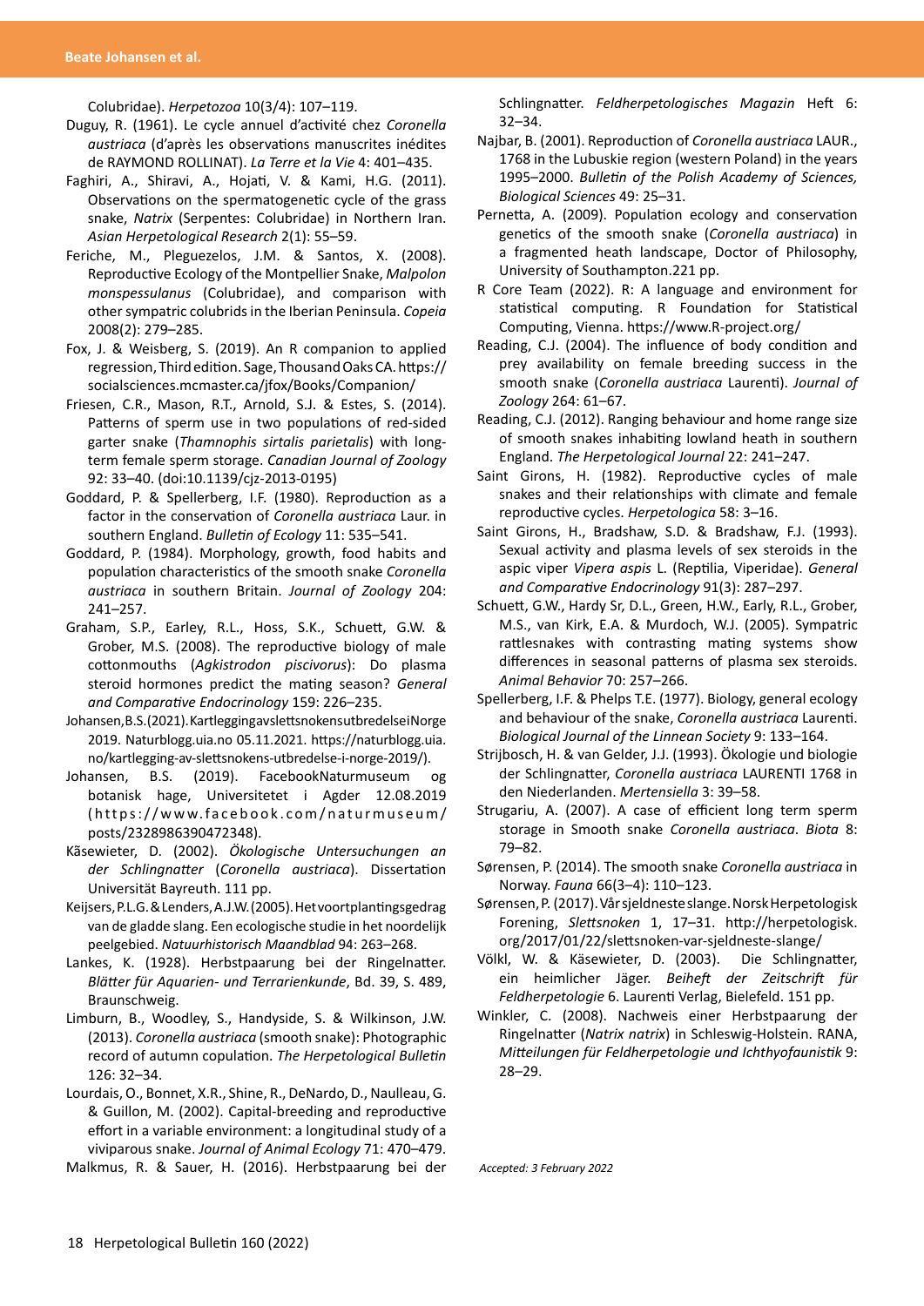Colubridae). *Herpetozoa* 10(3/4): 107–119.

Duguy, R. (1961). Le cycle annuel d'activité chez *Coronella austriaca* (d'après les observations manuscrites inédites de RAYMOND ROLLINAT). *La Terre et la Vie* 4: 401–435.

Faghiri, A., Shiravi, A., Hojati, V. & Kami, H.G. (2011). Observations on the spermatogenetic cycle of the grass snake, *Natrix* (Serpentes: Colubridae) in Northern Iran. *Asian Herpetological Research* 2(1): 55–59.

Feriche, M., Pleguezelos, J.M. & Santos, X. (2008). Reproductive Ecology of the Montpellier Snake, *Malpolon monspessulanus* (Colubridae), and comparison with other sympatric colubrids in the Iberian Peninsula. *Copeia* 2008(2): 279–285.

Fox, J. & Weisberg, S. (2019). An R companion to applied regression, Third edition. Sage, Thousand Oaks CA. https://socialsciences.mcmaster.ca/jfox/Books/Companion/

Friesen, C.R., Mason, R.T., Arnold, S.J. & Estes, S. (2014). Patterns of sperm use in two populations of red-sided garter snake (*Thamnophis sirtalis parietalis*) with long-term female sperm storage. *Canadian Journal of Zoology* 92: 33–40. (doi:10.1139/cjz-2013-0195)

Goddard, P. & Spellerberg, I.F. (1980). Reproduction as a factor in the conservation of *Coronella austriaca* Laur. in southern England. *Bulletin of Ecology* 11: 535–541.

Goddard, P. (1984). Morphology, growth, food habits and population characteristics of the smooth snake *Coronella austriaca* in southern Britain. *Journal of Zoology* 204: 241–257.

Graham, S.P., Earley, R.L., Hoss, S.K., Schuett, G.W. & Grober, M.S. (2008). The reproductive biology of male cottonmouths (*Agkistrodon piscivorus*): Do plasma steroid hormones predict the mating season? *General and Comparative Endocrinology* 159: 226–235.

Johansen, B.S. (2021). Kartlegging av slettsnokens utbredelse i Norge 2019. Naturblogg.uia.no 05.11.2021. https://naturblogg.uia.no/kartlegging-av-slettsnokens-utbredelse-i-norge-2019/).

Johansen, B.S. (2019). Facebook Naturmuseum og botanisk hage, Universitetet i Agder 12.08.2019 (https://www.facebook.com/naturmuseum/posts/2328986390472348).

Kãsewieter, D. (2002). *Ökologische Untersuchungen an der Schlingnatter* (*Coronella austriaca*). Dissertation Universität Bayreuth. 111 pp.

Keijsers, P.L.G. & Lenders, A.J.W. (2005). Het voortplantingsgedrag van de gladde slang. Een ecologische studie in het noordelijk peelgebied. *Natuurhistorisch Maandblad* 94: 263–268.

Lankes, K. (1928). Herbstpaarung bei der Ringelnatter. *Blätter für Aquarien- und Terrarienkunde*, Bd. 39, S. 489, Braunschweig.

Limburn, B., Woodley, S., Handyside, S. & Wilkinson, J.W. (2013). *Coronella austriaca* (smooth snake): Photographic record of autumn copulation. *The Herpetological Bulletin* 126: 32–34.

Lourdais, O., Bonnet, X.R., Shine, R., DeNardo, D., Naulleau, G. & Guillon, M. (2002). Capital-breeding and reproductive effort in a variable environment: a longitudinal study of a viviparous snake. *Journal of Animal Ecology* 71: 470–479.

Malkmus, R. & Sauer, H. (2016). Herbstpaarung bei der Schlingnatter. *Feldherpetologisches Magazin* Heft 6: 32–34.

Najbar, B. (2001). Reproduction of *Coronella austriaca* LAUR., 1768 in the Lubuskie region (western Poland) in the years 1995–2000. *Bulletin of the Polish Academy of Sciences, Biological Sciences* 49: 25–31.

Pernetta, A. (2009). Population ecology and conservation genetics of the smooth snake (*Coronella austriaca*) in a fragmented heath landscape, Doctor of Philosophy, University of Southampton.221 pp.

R Core Team (2022). R: A language and environment for statistical computing. R Foundation for Statistical Computing, Vienna. https://www.R-project.org/

Reading, C.J. (2004). The influence of body condition and prey availability on female breeding success in the smooth snake (*Coronella austriaca* Laurenti). *Journal of Zoology* 264: 61–67.

Reading, C.J. (2012). Ranging behaviour and home range size of smooth snakes inhabiting lowland heath in southern England. *The Herpetological Journal* 22: 241–247.

Saint Girons, H. (1982). Reproductive cycles of male snakes and their relationships with climate and female reproductive cycles. *Herpetologica* 58: 3–16.

Saint Girons, H., Bradshaw, S.D. & Bradshaw, F.J. (1993). Sexual activity and plasma levels of sex steroids in the aspic viper *Vipera aspis* L. (Reptilia, Viperidae). *General and Comparative Endocrinology* 91(3): 287–297.

Schuett, G.W., Hardy Sr, D.L., Green, H.W., Early, R.L., Grober, M.S., van Kirk, E.A. & Murdoch, W.J. (2005). Sympatric rattlesnakes with contrasting mating systems show differences in seasonal patterns of plasma sex steroids. *Animal Behavior* 70: 257–266.

Spellerberg, I.F. & Phelps T.E. (1977). Biology, general ecology and behaviour of the snake, *Coronella austriaca* Laurenti. *Biological Journal of the Linnean Society* 9: 133–164.

Strijbosch, H. & van Gelder, J.J. (1993). Ökologie und biologie der Schlingnatter, *Coronella austriaca* LAURENTI 1768 in den Niederlanden. *Mertensiella* 3: 39–58.

Strugariu, A. (2007). A case of efficient long term sperm storage in Smooth snake *Coronella austriaca*. *Biota* 8: 79–82.

Sørensen, P. (2014). The smooth snake *Coronella austriaca* in Norway. *Fauna* 66(3–4): 110–123.

Sørensen, P. (2017). Vår sjeldneste slange. Norsk Herpetologisk Forening, *Slettsnoken* 1, 17–31. http://herpetologisk.org/2017/01/22/slettsnoken-var-sjeldneste-slange/

Völkl, W. & Käsewieter, D. (2003). Die Schlingnatter, ein heimlicher Jäger. *Beiheft der Zeitschrift für Feldherpetologie* 6. Laurenti Verlag, Bielefeld. 151 pp.

Winkler, C. (2008). Nachweis einer Herbstpaarung der Ringelnatter (*Natrix natrix*) in Schleswig-Holstein. RANA, *Mitteilungen für Feldherpetologie und Ichthyofaunistik* 9: 28–29.

*Accepted: 3 February 2022*